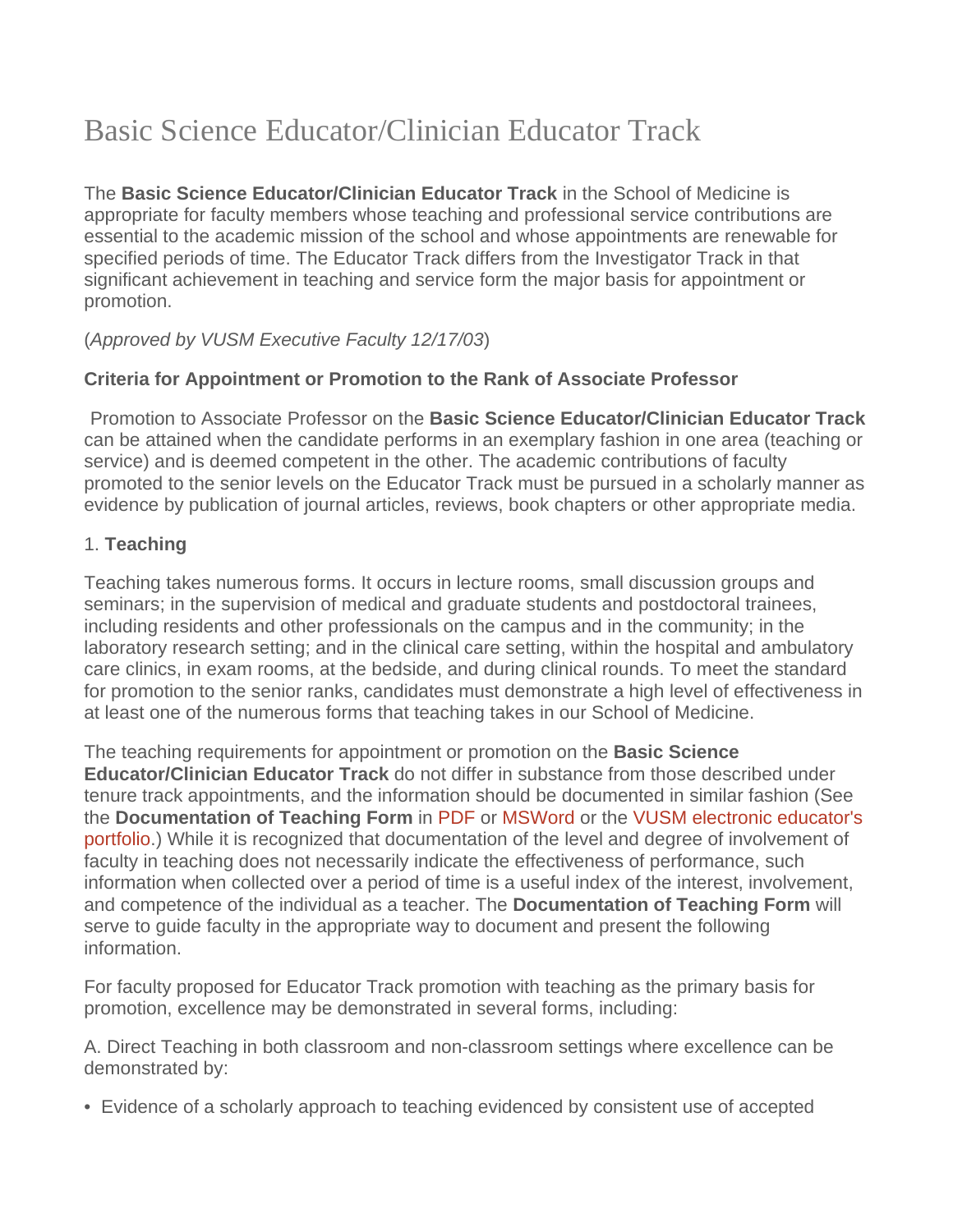# Basic Science Educator/Clinician Educator Track

The **Basic Science Educator/Clinician Educator Track** in the School of Medicine is appropriate for faculty members whose teaching and professional service contributions are essential to the academic mission of the school and whose appointments are renewable for specified periods of time. The Educator Track differs from the Investigator Track in that significant achievement in teaching and service form the major basis for appointment or promotion.

(*Approved by VUSM Executive Faculty 12/17/03*)

**Criteria for Appointment or Promotion to the Rank of Associate Professor**

Promotion to Associate Professor on the **Basic Science Educator/Clinician Educator Track** can be attained when the candidate performs in an exemplary fashion in one area (teaching or service) and is deemed competent in the other. The academic contributions of faculty promoted to the senior levels on the Educator Track must be pursued in a scholarly manner as evidence by publication of journal articles, reviews, book chapters or other appropriate media.

1. **Teaching**

Teaching takes numerous forms. It occurs in lecture rooms, small discussion groups and seminars; in the supervision of medical and graduate students and postdoctoral trainees, including residents and other professionals on the campus and in the community; in the laboratory research setting; and in the clinical care setting, within the hospital and ambulatory care clinics, in exam rooms, at the bedside, and during clinical rounds. To meet the standard for promotion to the senior ranks, candidates must demonstrate a high level of effectiveness in at least one of the numerous forms that teaching takes in our School of Medicine.

The teaching requirements for appointment or promotion on the **Basic Science Educator/Clinician Educator Track** do not differ in substance from those described under tenure track appointments, and the information should be documented in similar fashion (See the **Documentation of Teaching Form** in PDF or MSWord or the VUSM electronic educator's portfolio.) While it is recognized that documentation of the level and degree of involvement of faculty in teaching does not necessarily indicate the effectiveness of performance, such information when collected over a period of time is a useful index of the interest, involvement, and competence of the individual as a teacher. The **Documentation of Teaching Form** will serve to guide faculty in the appropriate way to document and present the following information.

For faculty proposed for Educator Track promotion with teaching as the primary basis for promotion, excellence may be demonstrated in several forms, including:

A. Direct Teaching in both classroom and non-classroom settings where excellence can be demonstrated by:

- Evidence of a scholarly approach to teaching evidenced by consistent use of accepted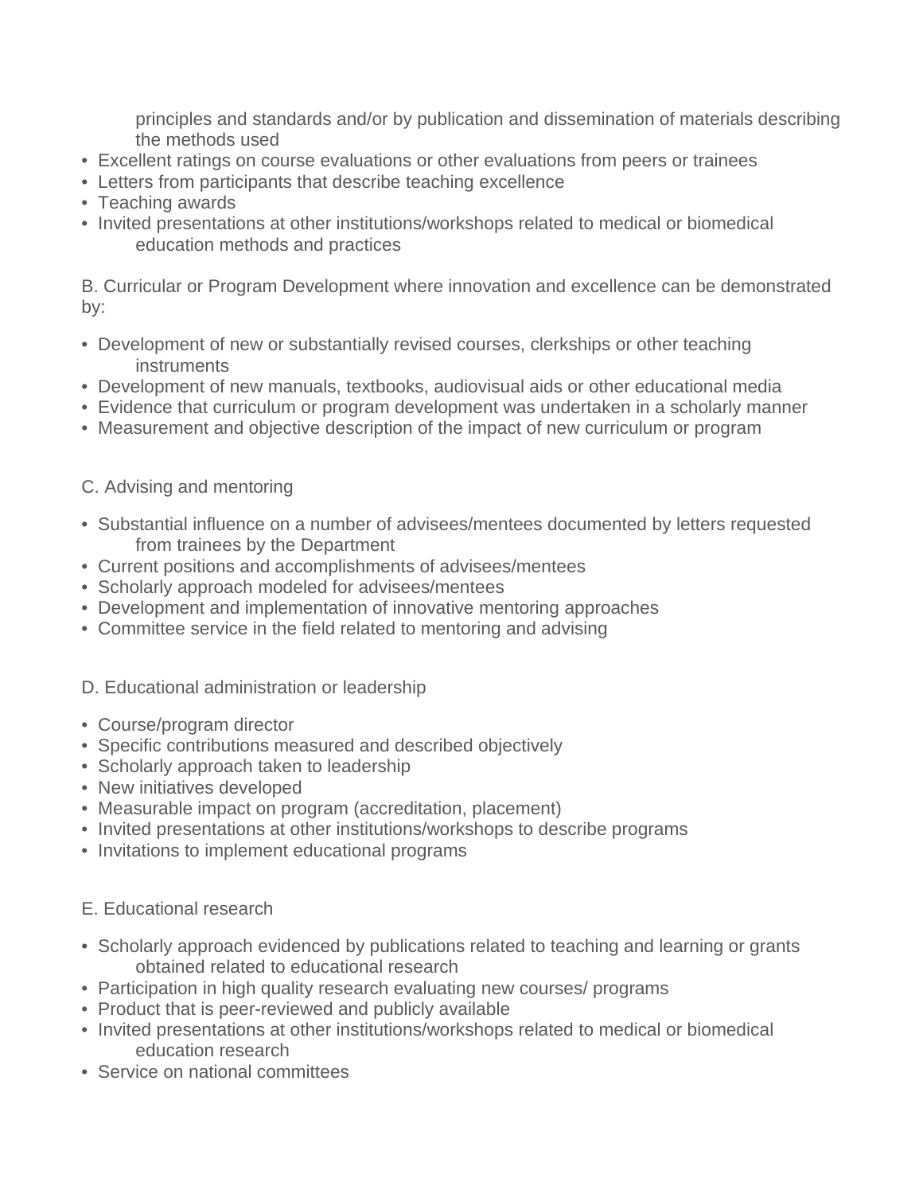principles and standards and/or by publication and dissemination of materials describing the methods used

- Excellent ratings on course evaluations or other evaluations from peers or trainees
- Letters from participants that describe teaching excellence
- Teaching awards
- Invited presentations at other institutions/workshops related to medical or biomedical education methods and practices

B. Curricular or Program Development where innovation and excellence can be demonstrated by:

- Development of new or substantially revised courses, clerkships or other teaching instruments
- Development of new manuals, textbooks, audiovisual aids or other educational media
- Evidence that curriculum or program development was undertaken in a scholarly manner
- Measurement and objective description of the impact of new curriculum or program

C. Advising and mentoring

- Substantial influence on a number of advisees/mentees documented by letters requested from trainees by the Department
- Current positions and accomplishments of advisees/mentees
- Scholarly approach modeled for advisees/mentees
- Development and implementation of innovative mentoring approaches
- Committee service in the field related to mentoring and advising

D. Educational administration or leadership

- Course/program director
- Specific contributions measured and described objectively
- Scholarly approach taken to leadership
- New initiatives developed
- Measurable impact on program (accreditation, placement)
- Invited presentations at other institutions/workshops to describe programs
- Invitations to implement educational programs

E. Educational research

- Scholarly approach evidenced by publications related to teaching and learning or grants obtained related to educational research
- Participation in high quality research evaluating new courses/ programs
- Product that is peer-reviewed and publicly available
- Invited presentations at other institutions/workshops related to medical or biomedical education research
- Service on national committees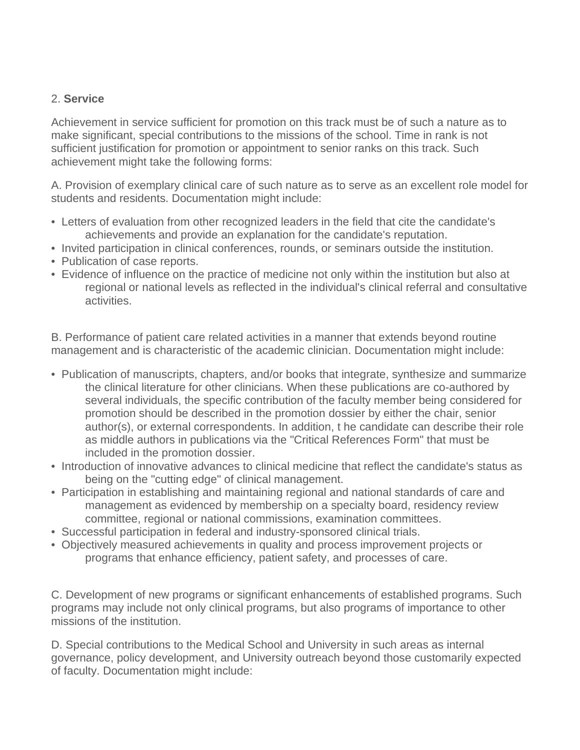2. **Service**

Achievement in service sufficient for promotion on this track must be of such a nature as to make significant, special contributions to the missions of the school. Time in rank is not sufficient justification for promotion or appointment to senior ranks on this track. Such achievement might take the following forms:

A. Provision of exemplary clinical care of such nature as to serve as an excellent role model for students and residents. Documentation might include:

- Letters of evaluation from other recognized leaders in the field that cite the candidate's achievements and provide an explanation for the candidate's reputation.
- Invited participation in clinical conferences, rounds, or seminars outside the institution.
- Publication of case reports.
- Evidence of influence on the practice of medicine not only within the institution but also at regional or national levels as reflected in the individual's clinical referral and consultative activities.

B. Performance of patient care related activities in a manner that extends beyond routine management and is characteristic of the academic clinician. Documentation might include:

- Publication of manuscripts, chapters, and/or books that integrate, synthesize and summarize the clinical literature for other clinicians. When these publications are co-authored by several individuals, the specific contribution of the faculty member being considered for promotion should be described in the promotion dossier by either the chair, senior author(s), or external correspondents. In addition, t he candidate can describe their role as middle authors in publications via the "Critical References Form" that must be included in the promotion dossier.
- Introduction of innovative advances to clinical medicine that reflect the candidate's status as being on the "cutting edge" of clinical management.
- Participation in establishing and maintaining regional and national standards of care and management as evidenced by membership on a specialty board, residency review committee, regional or national commissions, examination committees.
- Successful participation in federal and industry-sponsored clinical trials.
- Objectively measured achievements in quality and process improvement projects or programs that enhance efficiency, patient safety, and processes of care.

C. Development of new programs or significant enhancements of established programs. Such programs may include not only clinical programs, but also programs of importance to other missions of the institution.

D. Special contributions to the Medical School and University in such areas as internal governance, policy development, and University outreach beyond those customarily expected of faculty. Documentation might include: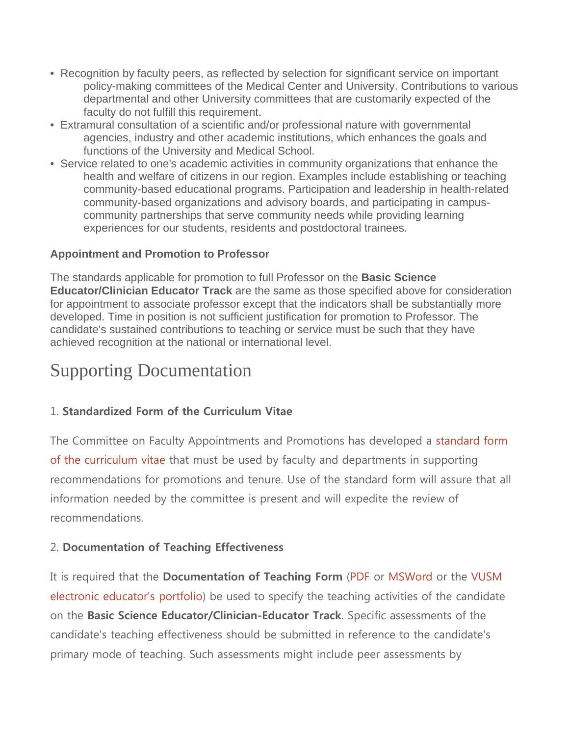- Recognition by faculty peers, as reflected by selection for significant service on important policy-making committees of the Medical Center and University. Contributions to various departmental and other University committees that are customarily expected of the faculty do not fulfill this requirement.
- Extramural consultation of a scientific and/or professional nature with governmental agencies, industry and other academic institutions, which enhances the goals and functions of the University and Medical School.
- Service related to one's academic activities in community organizations that enhance the health and welfare of citizens in our region. Examples include establishing or teaching community-based educational programs. Participation and leadership in health-related community-based organizations and advisory boards, and participating in campus-community partnerships that serve community needs while providing learning experiences for our students, residents and postdoctoral trainees.

**Appointment and Promotion to Professor**

The standards applicable for promotion to full Professor on the **Basic Science Educator/Clinician Educator Track** are the same as those specified above for consideration for appointment to associate professor except that the indicators shall be substantially more developed. Time in position is not sufficient justification for promotion to Professor. The candidate's sustained contributions to teaching or service must be such that they have achieved recognition at the national or international level.

# Supporting Documentation

1. **Standardized Form of the Curriculum Vitae**

The Committee on Faculty Appointments and Promotions has developed a standard form of the curriculum vitae that must be used by faculty and departments in supporting recommendations for promotions and tenure. Use of the standard form will assure that all information needed by the committee is present and will expedite the review of recommendations.

2. **Documentation of Teaching Effectiveness**

It is required that the **Documentation of Teaching Form** (PDF or MSWord or the VUSM electronic educator's portfolio) be used to specify the teaching activities of the candidate on the **Basic Science Educator/Clinician-Educator Track**. Specific assessments of the candidate's teaching effectiveness should be submitted in reference to the candidate's primary mode of teaching. Such assessments might include peer assessments by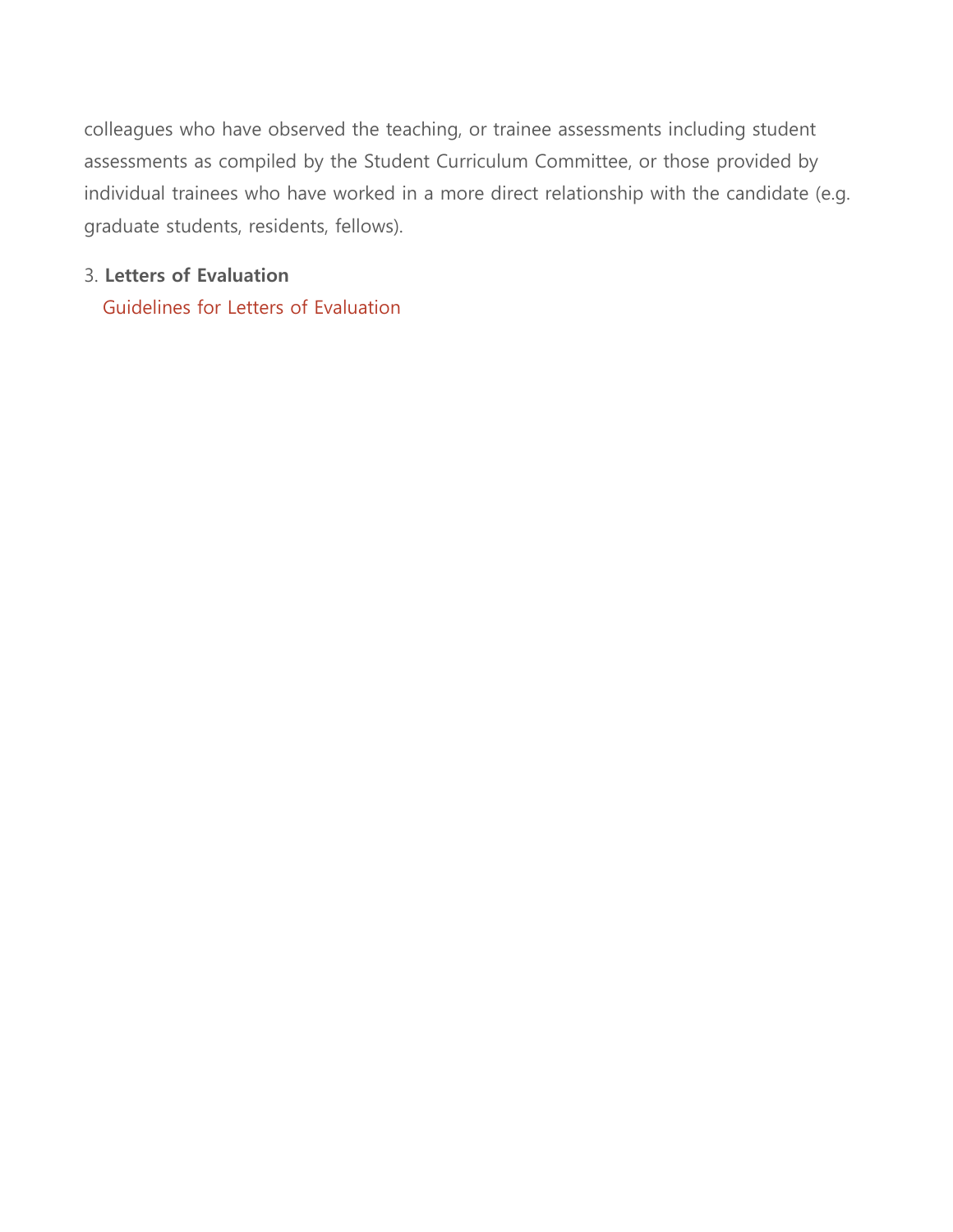colleagues who have observed the teaching, or trainee assessments including student assessments as compiled by the Student Curriculum Committee, or those provided by individual trainees who have worked in a more direct relationship with the candidate (e.g. graduate students, residents, fellows).

3. **Letters of Evaluation**
   Guidelines for Letters of Evaluation